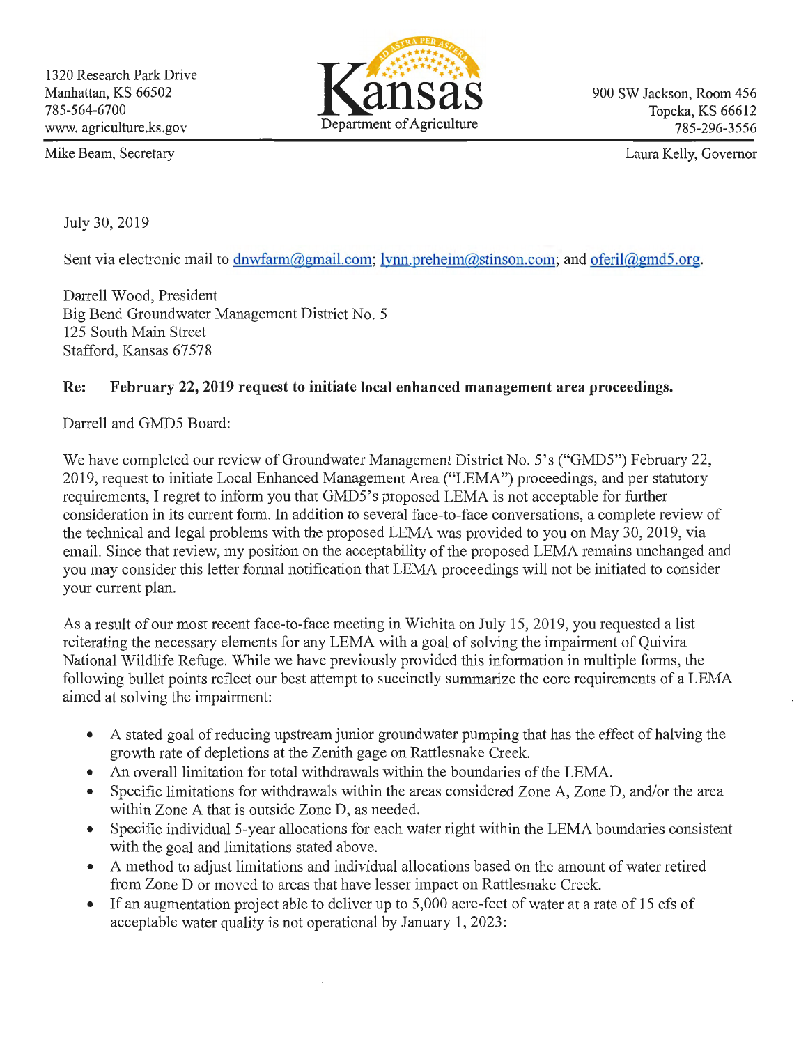1320 Research Park Drive
Manhattan, KS 66502
785-564-6700
www. agriculture.ks.gov

Kansas Department of Agriculture

900 SW Jackson, Room 456
Topeka, KS 66612
785-296-3556

Mike Beam, Secretary

Laura Kelly, Governor

July 30, 2019

Sent via electronic mail to dnwfarm@gmail.com; lynn.preheim@stinson.com; and oferil@gmd5.org.

Darrell Wood, President
Big Bend Groundwater Management District No. 5
125 South Main Street
Stafford, Kansas 67578

**Re: February 22, 2019 request to initiate local enhanced management area proceedings.**

Darrell and GMD5 Board:

We have completed our review of Groundwater Management District No. 5's ("GMD5") February 22, 2019, request to initiate Local Enhanced Management Area ("LEMA") proceedings, and per statutory requirements, I regret to inform you that GMD5's proposed LEMA is not acceptable for further consideration in its current form. In addition to several face-to-face conversations, a complete review of the technical and legal problems with the proposed LEMA was provided to you on May 30, 2019, via email. Since that review, my position on the acceptability of the proposed LEMA remains unchanged and you may consider this letter formal notification that LEMA proceedings will not be initiated to consider your current plan.

As a result of our most recent face-to-face meeting in Wichita on July 15, 2019, you requested a list reiterating the necessary elements for any LEMA with a goal of solving the impairment of Quivira National Wildlife Refuge. While we have previously provided this information in multiple forms, the following bullet points reflect our best attempt to succinctly summarize the core requirements of a LEMA aimed at solving the impairment:

- A stated goal of reducing upstream junior groundwater pumping that has the effect of halving the growth rate of depletions at the Zenith gage on Rattlesnake Creek.
- An overall limitation for total withdrawals within the boundaries of the LEMA.
- Specific limitations for withdrawals within the areas considered Zone A, Zone D, and/or the area within Zone A that is outside Zone D, as needed.
- Specific individual 5-year allocations for each water right within the LEMA boundaries consistent with the goal and limitations stated above.
- A method to adjust limitations and individual allocations based on the amount of water retired from Zone D or moved to areas that have lesser impact on Rattlesnake Creek.
- If an augmentation project able to deliver up to 5,000 acre-feet of water at a rate of 15 cfs of acceptable water quality is not operational by January 1, 2023: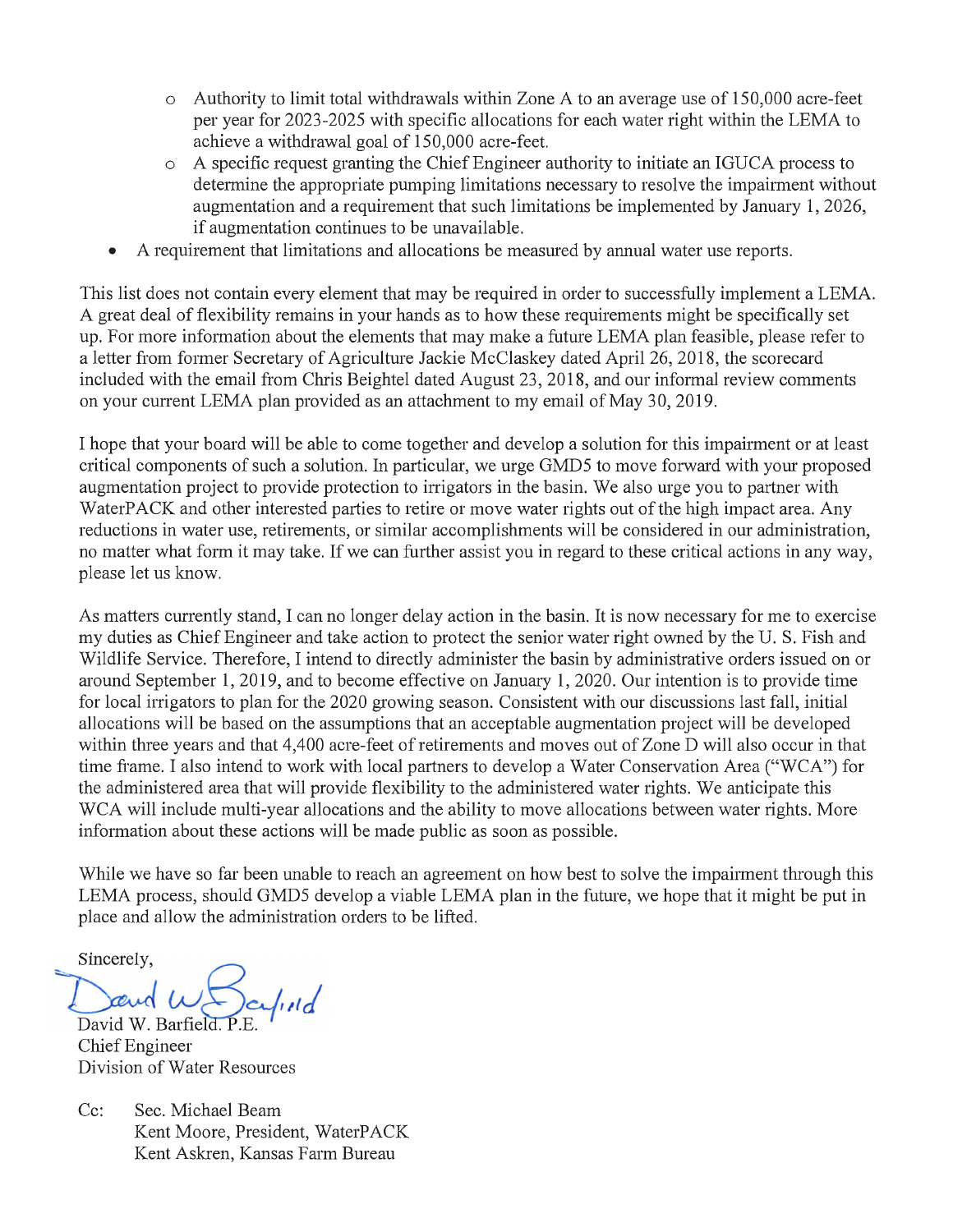- Authority to limit total withdrawals within Zone A to an average use of 150,000 acre-feet per year for 2023-2025 with specific allocations for each water right within the LEMA to achieve a withdrawal goal of 150,000 acre-feet.
  - A specific request granting the Chief Engineer authority to initiate an IGUCA process to determine the appropriate pumping limitations necessary to resolve the impairment without augmentation and a requirement that such limitations be implemented by January 1, 2026, if augmentation continues to be unavailable.
- A requirement that limitations and allocations be measured by annual water use reports.

This list does not contain every element that may be required in order to successfully implement a LEMA. A great deal of flexibility remains in your hands as to how these requirements might be specifically set up. For more information about the elements that may make a future LEMA plan feasible, please refer to a letter from former Secretary of Agriculture Jackie McClaskey dated April 26, 2018, the scorecard included with the email from Chris Beightel dated August 23, 2018, and our informal review comments on your current LEMA plan provided as an attachment to my email of May 30, 2019.

I hope that your board will be able to come together and develop a solution for this impairment or at least critical components of such a solution. In particular, we urge GMD5 to move forward with your proposed augmentation project to provide protection to irrigators in the basin. We also urge you to partner with WaterPACK and other interested parties to retire or move water rights out of the high impact area. Any reductions in water use, retirements, or similar accomplishments will be considered in our administration, no matter what form it may take. If we can further assist you in regard to these critical actions in any way, please let us know.

As matters currently stand, I can no longer delay action in the basin. It is now necessary for me to exercise my duties as Chief Engineer and take action to protect the senior water right owned by the U. S. Fish and Wildlife Service. Therefore, I intend to directly administer the basin by administrative orders issued on or around September 1, 2019, and to become effective on January 1, 2020. Our intention is to provide time for local irrigators to plan for the 2020 growing season. Consistent with our discussions last fall, initial allocations will be based on the assumptions that an acceptable augmentation project will be developed within three years and that 4,400 acre-feet of retirements and moves out of Zone D will also occur in that time frame. I also intend to work with local partners to develop a Water Conservation Area ("WCA") for the administered area that will provide flexibility to the administered water rights. We anticipate this WCA will include multi-year allocations and the ability to move allocations between water rights. More information about these actions will be made public as soon as possible.

While we have so far been unable to reach an agreement on how best to solve the impairment through this LEMA process, should GMD5 develop a viable LEMA plan in the future, we hope that it might be put in place and allow the administration orders to be lifted.

Sincerely,

David W. Barfield

David W. Barfield. P.E.
Chief Engineer
Division of Water Resources

Cc: Sec. Michael Beam
Kent Moore, President, WaterPACK
Kent Askren, Kansas Farm Bureau